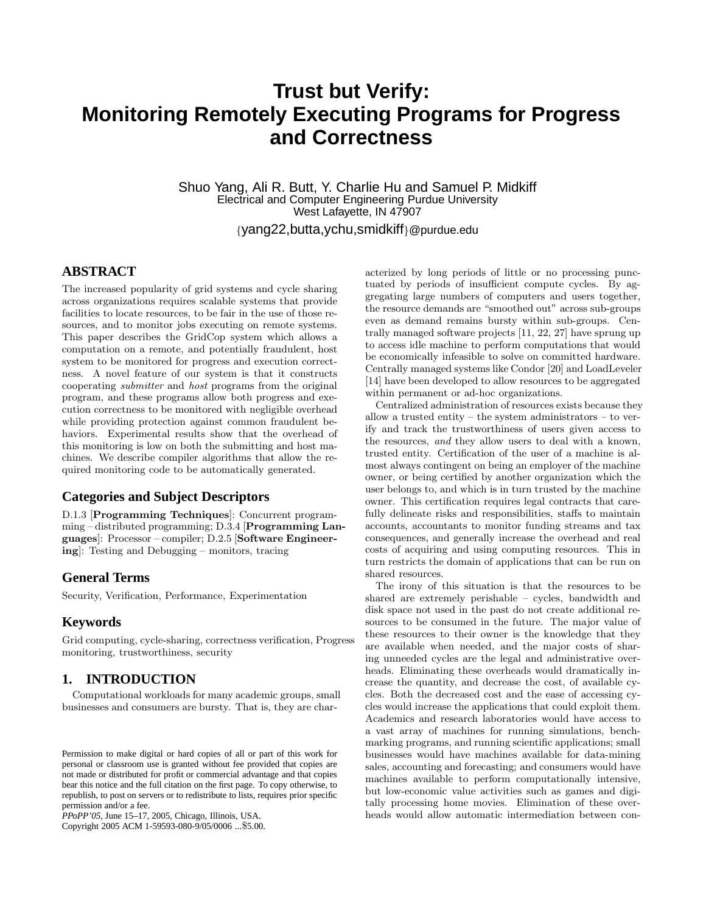# Trust but Verify: Monitoring Remotely Executing Programs for Progress and Correctness

Shuo Yang, Ali R. Butt, Y. Charlie Hu and Samuel P. Midkiff
Electrical and Computer Engineering Purdue University
West Lafayette, IN 47907
{yang22,butta,ychu,smidkiff}@purdue.edu

## ABSTRACT

The increased popularity of grid systems and cycle sharing across organizations requires scalable systems that provide facilities to locate resources, to be fair in the use of those resources, and to monitor jobs executing on remote systems. This paper describes the GridCop system which allows a computation on a remote, and potentially fraudulent, host system to be monitored for progress and execution correctness. A novel feature of our system is that it constructs cooperating *submitter* and *host* programs from the original program, and these programs allow both progress and execution correctness to be monitored with negligible overhead while providing protection against common fraudulent behaviors. Experimental results show that the overhead of this monitoring is low on both the submitting and host machines. We describe compiler algorithms that allow the required monitoring code to be automatically generated.

## Categories and Subject Descriptors

D.1.3 [**Programming Techniques**]: Concurrent programming – distributed programming; D.3.4 [**Programming Languages**]: Processor – compiler; D.2.5 [**Software Engineering**]: Testing and Debugging – monitors, tracing

## General Terms

Security, Verification, Performance, Experimentation

## Keywords

Grid computing, cycle-sharing, correctness verification, Progress monitoring, trustworthiness, security

## 1. INTRODUCTION

Computational workloads for many academic groups, small businesses and consumers are bursty. That is, they are characterized by long periods of little or no processing punctuated by periods of insufficient compute cycles. By aggregating large numbers of computers and users together, the resource demands are "smoothed out" across sub-groups even as demand remains bursty within sub-groups. Centrally managed software projects [11, 22, 27] have sprung up to access idle machine to perform computations that would be economically infeasible to solve on committed hardware. Centrally managed systems like Condor [20] and LoadLeveler [14] have been developed to allow resources to be aggregated within permanent or ad-hoc organizations.

Centralized administration of resources exists because they allow a trusted entity – the system administrators – to verify and track the trustworthiness of users given access to the resources, *and* they allow users to deal with a known, trusted entity. Certification of the user of a machine is almost always contingent on being an employer of the machine owner, or being certified by another organization which the user belongs to, and which is in turn trusted by the machine owner. This certification requires legal contracts that carefully delineate risks and responsibilities, staffs to maintain accounts, accountants to monitor funding streams and tax consequences, and generally increase the overhead and real costs of acquiring and using computing resources. This in turn restricts the domain of applications that can be run on shared resources.

The irony of this situation is that the resources to be shared are extremely perishable – cycles, bandwidth and disk space not used in the past do not create additional resources to be consumed in the future. The major value of these resources to their owner is the knowledge that they are available when needed, and the major costs of sharing unneeded cycles are the legal and administrative overheads. Eliminating these overheads would dramatically increase the quantity, and decrease the cost, of available cycles. Both the decreased cost and the ease of accessing cycles would increase the applications that could exploit them. Academics and research laboratories would have access to a vast array of machines for running simulations, benchmarking programs, and running scientific applications; small businesses would have machines available for data-mining sales, accounting and forecasting; and consumers would have machines available to perform computationally intensive, but low-economic value activities such as games and digitally processing home movies. Elimination of these overheads would allow automatic intermediation between con-

Permission to make digital or hard copies of all or part of this work for personal or classroom use is granted without fee provided that copies are not made or distributed for profit or commercial advantage and that copies bear this notice and the full citation on the first page. To copy otherwise, to republish, to post on servers or to redistribute to lists, requires prior specific permission and/or a fee.
*PPoPP'05*, June 15–17, 2005, Chicago, Illinois, USA.
Copyright 2005 ACM 1-59593-080-9/05/0006 ...$5.00.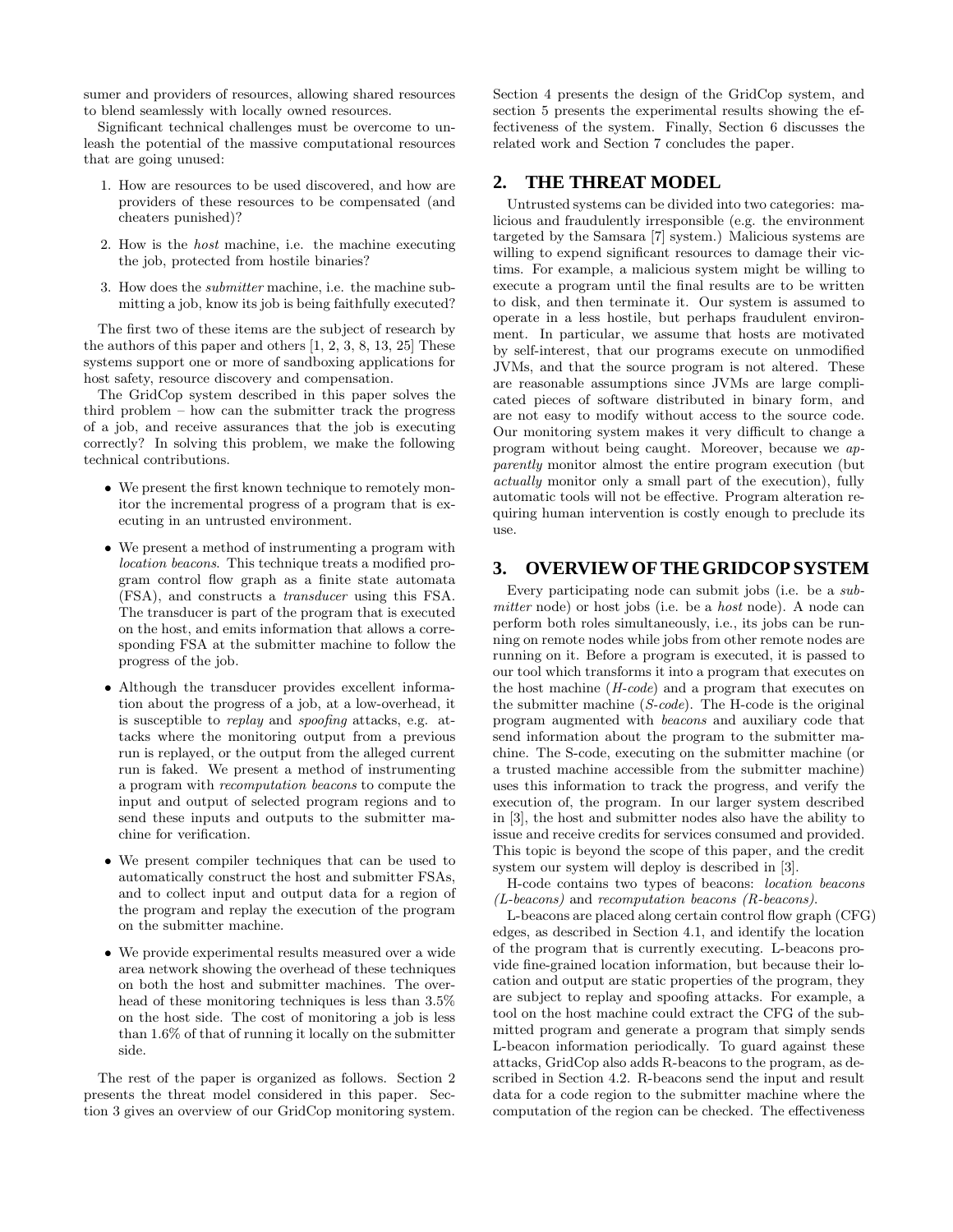sumer and providers of resources, allowing shared resources to blend seamlessly with locally owned resources.

Significant technical challenges must be overcome to unleash the potential of the massive computational resources that are going unused:

1. How are resources to be used discovered, and how are providers of these resources to be compensated (and cheaters punished)?
2. How is the *host* machine, i.e. the machine executing the job, protected from hostile binaries?
3. How does the *submitter* machine, i.e. the machine submitting a job, know its job is being faithfully executed?

The first two of these items are the subject of research by the authors of this paper and others [1, 2, 3, 8, 13, 25] These systems support one or more of sandboxing applications for host safety, resource discovery and compensation.

The GridCop system described in this paper solves the third problem – how can the submitter track the progress of a job, and receive assurances that the job is executing correctly? In solving this problem, we make the following technical contributions.

- We present the first known technique to remotely monitor the incremental progress of a program that is executing in an untrusted environment.
- We present a method of instrumenting a program with *location beacons*. This technique treats a modified program control flow graph as a finite state automata (FSA), and constructs a *transducer* using this FSA. The transducer is part of the program that is executed on the host, and emits information that allows a corresponding FSA at the submitter machine to follow the progress of the job.
- Although the transducer provides excellent information about the progress of a job, at a low-overhead, it is susceptible to *replay* and *spoofing* attacks, e.g. attacks where the monitoring output from a previous run is replayed, or the output from the alleged current run is faked. We present a method of instrumenting a program with *recomputation beacons* to compute the input and output of selected program regions and to send these inputs and outputs to the submitter machine for verification.
- We present compiler techniques that can be used to automatically construct the host and submitter FSAs, and to collect input and output data for a region of the program and replay the execution of the program on the submitter machine.
- We provide experimental results measured over a wide area network showing the overhead of these techniques on both the host and submitter machines. The overhead of these monitoring techniques is less than 3.5% on the host side. The cost of monitoring a job is less than 1.6% of that of running it locally on the submitter side.

The rest of the paper is organized as follows. Section 2 presents the threat model considered in this paper. Section 3 gives an overview of our GridCop monitoring system. Section 4 presents the design of the GridCop system, and section 5 presents the experimental results showing the effectiveness of the system. Finally, Section 6 discusses the related work and Section 7 concludes the paper.

## 2. THE THREAT MODEL

Untrusted systems can be divided into two categories: malicious and fraudulently irresponsible (e.g. the environment targeted by the Samsara [7] system.) Malicious systems are willing to expend significant resources to damage their victims. For example, a malicious system might be willing to execute a program until the final results are to be written to disk, and then terminate it. Our system is assumed to operate in a less hostile, but perhaps fraudulent environment. In particular, we assume that hosts are motivated by self-interest, that our programs execute on unmodified JVMs, and that the source program is not altered. These are reasonable assumptions since JVMs are large complicated pieces of software distributed in binary form, and are not easy to modify without access to the source code. Our monitoring system makes it very difficult to change a program without being caught. Moreover, because we *apparently* monitor almost the entire program execution (but *actually* monitor only a small part of the execution), fully automatic tools will not be effective. Program alteration requiring human intervention is costly enough to preclude its use.

## 3. OVERVIEW OF THE GRIDCOP SYSTEM

Every participating node can submit jobs (i.e. be a *submitter* node) or host jobs (i.e. be a *host* node). A node can perform both roles simultaneously, i.e., its jobs can be running on remote nodes while jobs from other remote nodes are running on it. Before a program is executed, it is passed to our tool which transforms it into a program that executes on the host machine (*H-code*) and a program that executes on the submitter machine (*S-code*). The H-code is the original program augmented with *beacons* and auxiliary code that send information about the program to the submitter machine. The S-code, executing on the submitter machine (or a trusted machine accessible from the submitter machine) uses this information to track the progress, and verify the execution of, the program. In our larger system described in [3], the host and submitter nodes also have the ability to issue and receive credits for services consumed and provided. This topic is beyond the scope of this paper, and the credit system our system will deploy is described in [3].

H-code contains two types of beacons: *location beacons (L-beacons)* and *recomputation beacons (R-beacons).*

L-beacons are placed along certain control flow graph (CFG) edges, as described in Section 4.1, and identify the location of the program that is currently executing. L-beacons provide fine-grained location information, but because their location and output are static properties of the program, they are subject to replay and spoofing attacks. For example, a tool on the host machine could extract the CFG of the submitted program and generate a program that simply sends L-beacon information periodically. To guard against these attacks, GridCop also adds R-beacons to the program, as described in Section 4.2. R-beacons send the input and result data for a code region to the submitter machine where the computation of the region can be checked. The effectiveness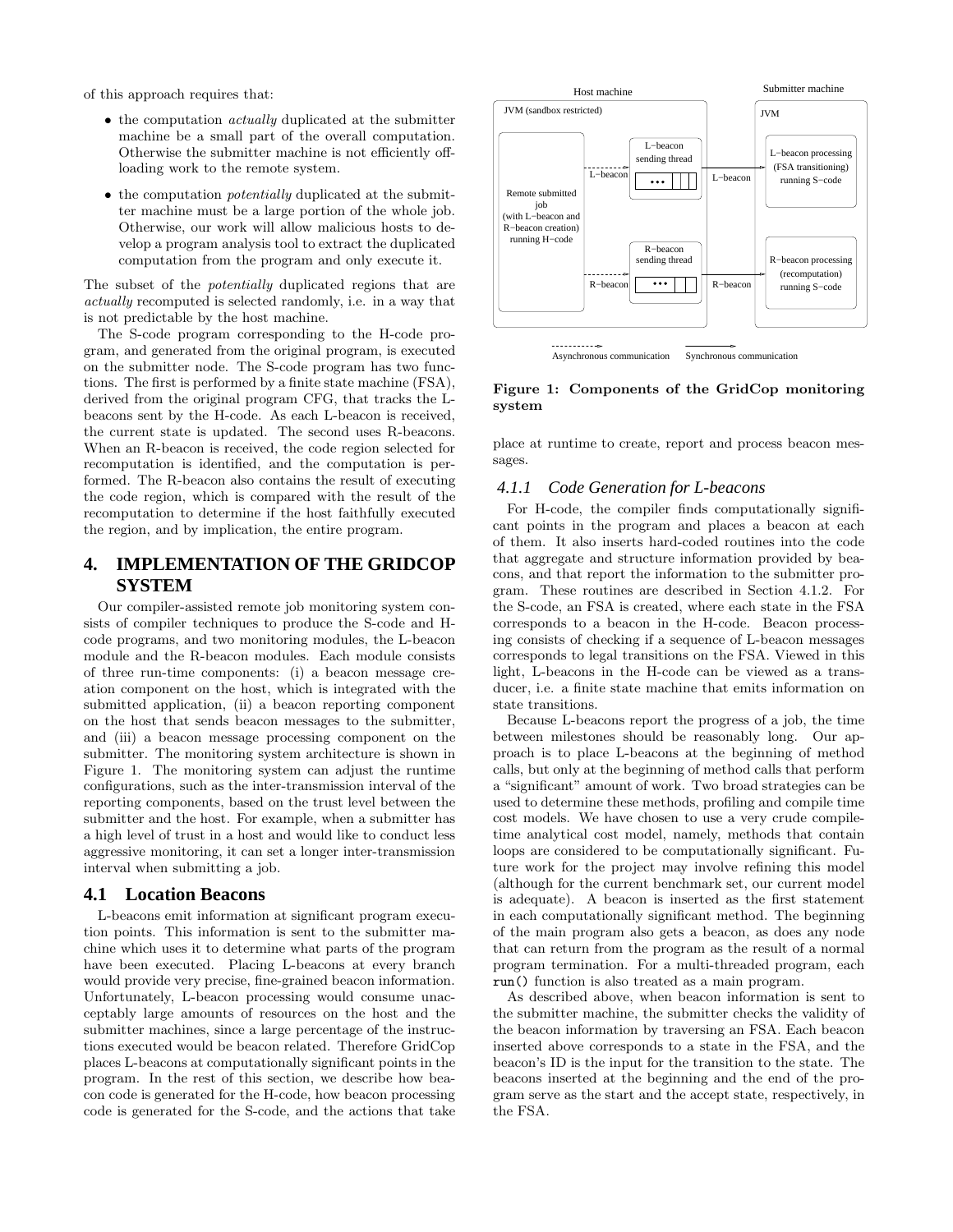of this approach requires that:

- the computation *actually* duplicated at the submitter machine be a small part of the overall computation. Otherwise the submitter machine is not efficiently offloading work to the remote system.
- the computation *potentially* duplicated at the submitter machine must be a large portion of the whole job. Otherwise, our work will allow malicious hosts to develop a program analysis tool to extract the duplicated computation from the program and only execute it.

The subset of the *potentially* duplicated regions that are *actually* recomputed is selected randomly, i.e. in a way that is not predictable by the host machine.

The S-code program corresponding to the H-code program, and generated from the original program, is executed on the submitter node. The S-code program has two functions. The first is performed by a finite state machine (FSA), derived from the original program CFG, that tracks the L-beacons sent by the H-code. As each L-beacon is received, the current state is updated. The second uses R-beacons. When an R-beacon is received, the code region selected for recomputation is identified, and the computation is performed. The R-beacon also contains the result of executing the code region, which is compared with the result of the recomputation to determine if the host faithfully executed the region, and by implication, the entire program.

# 4. IMPLEMENTATION OF THE GRIDCOP SYSTEM

Our compiler-assisted remote job monitoring system consists of compiler techniques to produce the S-code and H-code programs, and two monitoring modules, the L-beacon module and the R-beacon modules. Each module consists of three run-time components: (i) a beacon message creation component on the host, which is integrated with the submitted application, (ii) a beacon reporting component on the host that sends beacon messages to the submitter, and (iii) a beacon message processing component on the submitter. The monitoring system architecture is shown in Figure 1. The monitoring system can adjust the runtime configurations, such as the inter-transmission interval of the reporting components, based on the trust level between the submitter and the host. For example, when a submitter has a high level of trust in a host and would like to conduct less aggressive monitoring, it can set a longer inter-transmission interval when submitting a job.

## 4.1 Location Beacons

L-beacons emit information at significant program execution points. This information is sent to the submitter machine which uses it to determine what parts of the program have been executed. Placing L-beacons at every branch would provide very precise, fine-grained beacon information. Unfortunately, L-beacon processing would consume unacceptably large amounts of resources on the host and the submitter machines, since a large percentage of the instructions executed would be beacon related. Therefore GridCop places L-beacons at computationally significant points in the program. In the rest of this section, we describe how beacon code is generated for the H-code, how beacon processing code is generated for the S-code, and the actions that take place at runtime to create, report and process beacon messages.

**Figure 1: Components of the GridCop monitoring system**

### 4.1.1 Code Generation for L-beacons

For H-code, the compiler finds computationally significant points in the program and places a beacon at each of them. It also inserts hard-coded routines into the code that aggregate and structure information provided by beacons, and that report the information to the submitter program. These routines are described in Section 4.1.2. For the S-code, an FSA is created, where each state in the FSA corresponds to a beacon in the H-code. Beacon processing consists of checking if a sequence of L-beacon messages corresponds to legal transitions on the FSA. Viewed in this light, L-beacons in the H-code can be viewed as a transducer, i.e. a finite state machine that emits information on state transitions.

Because L-beacons report the progress of a job, the time between milestones should be reasonably long. Our approach is to place L-beacons at the beginning of method calls, but only at the beginning of method calls that perform a "significant" amount of work. Two broad strategies can be used to determine these methods, profiling and compile time cost models. We have chosen to use a very crude compile-time analytical cost model, namely, methods that contain loops are considered to be computationally significant. Future work for the project may involve refining this model (although for the current benchmark set, our current model is adequate). A beacon is inserted as the first statement in each computationally significant method. The beginning of the main program also gets a beacon, as does any node that can return from the program as the result of a normal program termination. For a multi-threaded program, each `run()` function is also treated as a main program.

As described above, when beacon information is sent to the submitter machine, the submitter checks the validity of the beacon information by traversing an FSA. Each beacon inserted above corresponds to a state in the FSA, and the beacon's ID is the input for the transition to the state. The beacons inserted at the beginning and the end of the program serve as the start and the accept state, respectively, in the FSA.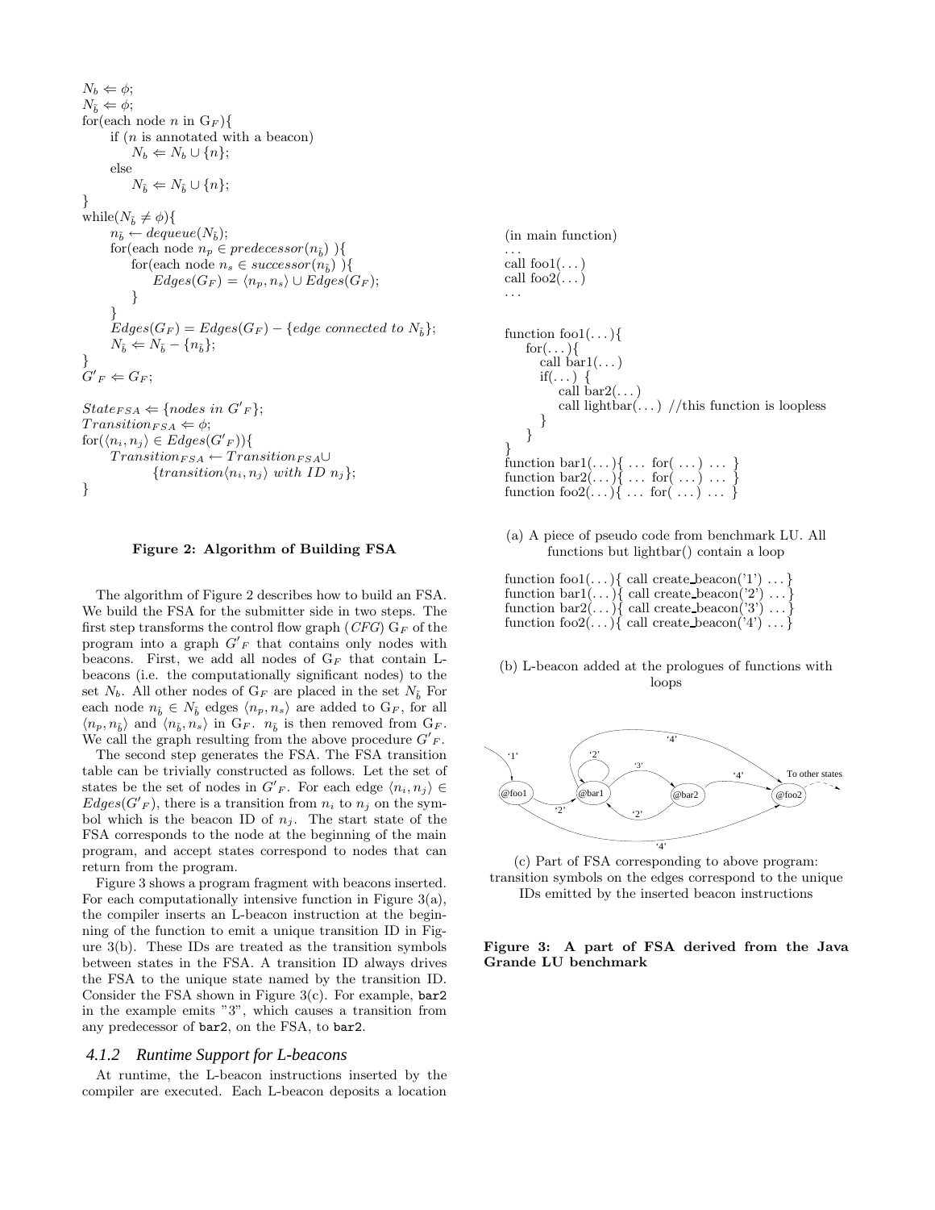$N_b \Leftarrow \phi$;
$N_{\bar{b}} \Leftarrow \phi$;
for(each node $n$ in $G_F$){
  if ($n$ is annotated with a beacon)
    $N_b \Leftarrow N_b \cup \{n\}$;
  else
    $N_{\bar{b}} \Leftarrow N_{\bar{b}} \cup \{n\}$;
}
while($N_{\bar{b}} \neq \phi$){
  $n_{\bar{b}} \leftarrow dequeue(N_{\bar{b}})$;
  for(each node $n_p \in predecessor(n_{\bar{b}})$ ){
    for(each node $n_s \in successor(n_{\bar{b}})$ ){
      $Edges(G_F) = \langle n_p, n_s \rangle \cup Edges(G_F)$;
    }
  }
  $Edges(G_F) = Edges(G_F) - \{edge\ connected\ to\ N_{\bar{b}}\}$;
  $N_{\bar{b}} \Leftarrow N_{\bar{b}} - \{n_{\bar{b}}\}$;
}
$G'_F \Leftarrow G_F$;

$State_{FSA} \Leftarrow \{nodes\ in\ G'_F\}$;
$Transition_{FSA} \Leftarrow \phi$;
for($\langle n_i, n_j \rangle \in Edges(G'_F)$){
  $Transition_{FSA} \leftarrow Transition_{FSA} \cup$
    $\{transition\langle n_i, n_j \rangle\ with\ ID\ n_j\}$;
}

**Figure 2: Algorithm of Building FSA**

The algorithm of Figure 2 describes how to build an FSA. We build the FSA for the submitter side in two steps. The first step transforms the control flow graph (*CFG*) $G_F$ of the program into a graph $G'_F$ that contains only nodes with beacons. First, we add all nodes of $G_F$ that contain L-beacons (i.e. the computationally significant nodes) to the set $N_b$. All other nodes of $G_F$ are placed in the set $N_{\bar{b}}$ For each node $n_{\bar{b}} \in N_{\bar{b}}$ edges $\langle n_p, n_s \rangle$ are added to $G_F$, for all $\langle n_p, n_{\bar{b}} \rangle$ and $\langle n_{\bar{b}}, n_s \rangle$ in $G_F$. $n_{\bar{b}}$ is then removed from $G_F$. We call the graph resulting from the above procedure $G'_F$.

The second step generates the FSA. The FSA transition table can be trivially constructed as follows. Let the set of states be the set of nodes in $G'_F$. For each edge $\langle n_i, n_j \rangle \in Edges(G'_F)$, there is a transition from $n_i$ to $n_j$ on the symbol which is the beacon ID of $n_j$. The start state of the FSA corresponds to the node at the beginning of the main program, and accept states correspond to nodes that can return from the program.

Figure 3 shows a program fragment with beacons inserted. For each computationally intensive function in Figure 3(a), the compiler inserts an L-beacon instruction at the beginning of the function to emit a unique transition ID in Figure 3(b). These IDs are treated as the transition symbols between states in the FSA. A transition ID always drives the FSA to the unique state named by the transition ID. Consider the FSA shown in Figure 3(c). For example, bar2 in the example emits "3", which causes a transition from any predecessor of bar2, on the FSA, to bar2.

### 4.1.2 Runtime Support for L-beacons

At runtime, the L-beacon instructions inserted by the compiler are executed. Each L-beacon deposits a location

```
(in main function)
...
call foo1(...)
call foo2(...)
...

function foo1(...){
    for(...){
        call bar1(...)
        if(...) {
            call bar2(...)
            call lightbar(...) //this function is loopless
        }
    }
}
function bar1(...){ ... for( ...) ... }
function bar2(...){ ... for( ...) ... }
function foo2(...){ ... for( ...) ... }
```

(a) A piece of pseudo code from benchmark LU. All functions but lightbar() contain a loop

```
function foo1(...){ call create_beacon('1') ...}
function bar1(...){ call create_beacon('2') ...}
function bar2(...){ call create_beacon('3') ...}
function foo2(...){ call create_beacon('4') ...}
```

(b) L-beacon added at the prologues of functions with loops

(c) Part of FSA corresponding to above program: transition symbols on the edges correspond to the unique IDs emitted by the inserted beacon instructions

**Figure 3: A part of FSA derived from the Java Grande LU benchmark**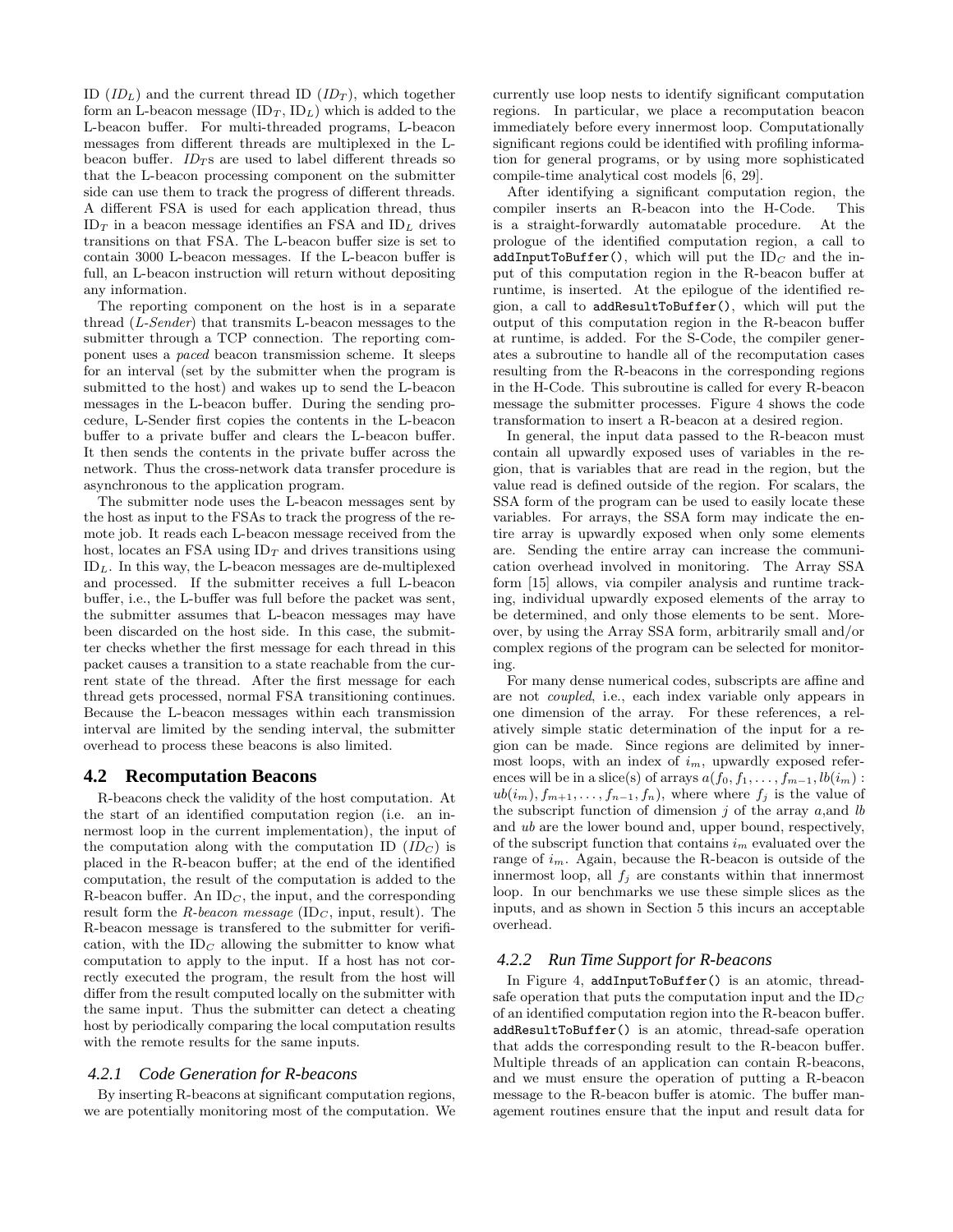ID ($ID_L$) and the current thread ID ($ID_T$), which together form an L-beacon message ($ID_T$, $ID_L$) which is added to the L-beacon buffer. For multi-threaded programs, L-beacon messages from different threads are multiplexed in the L-beacon buffer. $ID_T$s are used to label different threads so that the L-beacon processing component on the submitter side can use them to track the progress of different threads. A different FSA is used for each application thread, thus $ID_T$ in a beacon message identifies an FSA and $ID_L$ drives transitions on that FSA. The L-beacon buffer size is set to contain 3000 L-beacon messages. If the L-beacon buffer is full, an L-beacon instruction will return without depositing any information.

The reporting component on the host is in a separate thread (*L-Sender*) that transmits L-beacon messages to the submitter through a TCP connection. The reporting component uses a *paced* beacon transmission scheme. It sleeps for an interval (set by the submitter when the program is submitted to the host) and wakes up to send the L-beacon messages in the L-beacon buffer. During the sending procedure, L-Sender first copies the contents in the L-beacon buffer to a private buffer and clears the L-beacon buffer. It then sends the contents in the private buffer across the network. Thus the cross-network data transfer procedure is asynchronous to the application program.

The submitter node uses the L-beacon messages sent by the host as input to the FSAs to track the progress of the remote job. It reads each L-beacon message received from the host, locates an FSA using $ID_T$ and drives transitions using $ID_L$. In this way, the L-beacon messages are de-multiplexed and processed. If the submitter receives a full L-beacon buffer, i.e., the L-buffer was full before the packet was sent, the submitter assumes that L-beacon messages may have been discarded on the host side. In this case, the submitter checks whether the first message for each thread in this packet causes a transition to a state reachable from the current state of the thread. After the first message for each thread gets processed, normal FSA transitioning continues. Because the L-beacon messages within each transmission interval are limited by the sending interval, the submitter overhead to process these beacons is also limited.

## 4.2 Recomputation Beacons

R-beacons check the validity of the host computation. At the start of an identified computation region (i.e. an innermost loop in the current implementation), the input of the computation along with the computation ID ($ID_C$) is placed in the R-beacon buffer; at the end of the identified computation, the result of the computation is added to the R-beacon buffer. An $ID_C$, the input, and the corresponding result form the *R-beacon message* ($ID_C$, input, result). The R-beacon message is transfered to the submitter for verification, with the $ID_C$ allowing the submitter to know what computation to apply to the input. If a host has not correctly executed the program, the result from the host will differ from the result computed locally on the submitter with the same input. Thus the submitter can detect a cheating host by periodically comparing the local computation results with the remote results for the same inputs.

### 4.2.1 Code Generation for R-beacons

By inserting R-beacons at significant computation regions, we are potentially monitoring most of the computation. We currently use loop nests to identify significant computation regions. In particular, we place a recomputation beacon immediately before every innermost loop. Computationally significant regions could be identified with profiling information for general programs, or by using more sophisticated compile-time analytical cost models [6, 29].

After identifying a significant computation region, the compiler inserts an R-beacon into the H-Code. This is a straight-forwardly automatable procedure. At the prologue of the identified computation region, a call to `addInputToBuffer()`, which will put the $ID_C$ and the input of this computation region in the R-beacon buffer at runtime, is inserted. At the epilogue of the identified region, a call to `addResultToBuffer()`, which will put the output of this computation region in the R-beacon buffer at runtime, is added. For the S-Code, the compiler generates a subroutine to handle all of the recomputation cases resulting from the R-beacons in the corresponding regions in the H-Code. This subroutine is called for every R-beacon message the submitter processes. Figure 4 shows the code transformation to insert a R-beacon at a desired region.

In general, the input data passed to the R-beacon must contain all upwardly exposed uses of variables in the region, that is variables that are read in the region, but the value read is defined outside of the region. For scalars, the SSA form of the program can be used to easily locate these variables. For arrays, the SSA form may indicate the entire array is upwardly exposed when only some elements are. Sending the entire array can increase the communication overhead involved in monitoring. The Array SSA form [15] allows, via compiler analysis and runtime tracking, individual upwardly exposed elements of the array to be determined, and only those elements to be sent. Moreover, by using the Array SSA form, arbitrarily small and/or complex regions of the program can be selected for monitoring.

For many dense numerical codes, subscripts are affine and are not *coupled*, i.e., each index variable only appears in one dimension of the array. For these references, a relatively simple static determination of the input for a region can be made. Since regions are delimited by innermost loops, with an index of $i_m$, upwardly exposed references will be in a slice(s) of arrays $a(f_0, f_1, \ldots, f_{m-1}, lb(i_m) : ub(i_m), f_{m+1}, \ldots, f_{n-1}, f_n)$, where where $f_j$ is the value of the subscript function of dimension $j$ of the array $a$,and $lb$ and $ub$ are the lower bound and, upper bound, respectively, of the subscript function that contains $i_m$ evaluated over the range of $i_m$. Again, because the R-beacon is outside of the innermost loop, all $f_j$ are constants within that innermost loop. In our benchmarks we use these simple slices as the inputs, and as shown in Section 5 this incurs an acceptable overhead.

### 4.2.2 Run Time Support for R-beacons

In Figure 4, `addInputToBuffer()` is an atomic, thread-safe operation that puts the computation input and the $ID_C$ of an identified computation region into the R-beacon buffer. `addResultToBuffer()` is an atomic, thread-safe operation that adds the corresponding result to the R-beacon buffer. Multiple threads of an application can contain R-beacons, and we must ensure the operation of putting a R-beacon message to the R-beacon buffer is atomic. The buffer management routines ensure that the input and result data for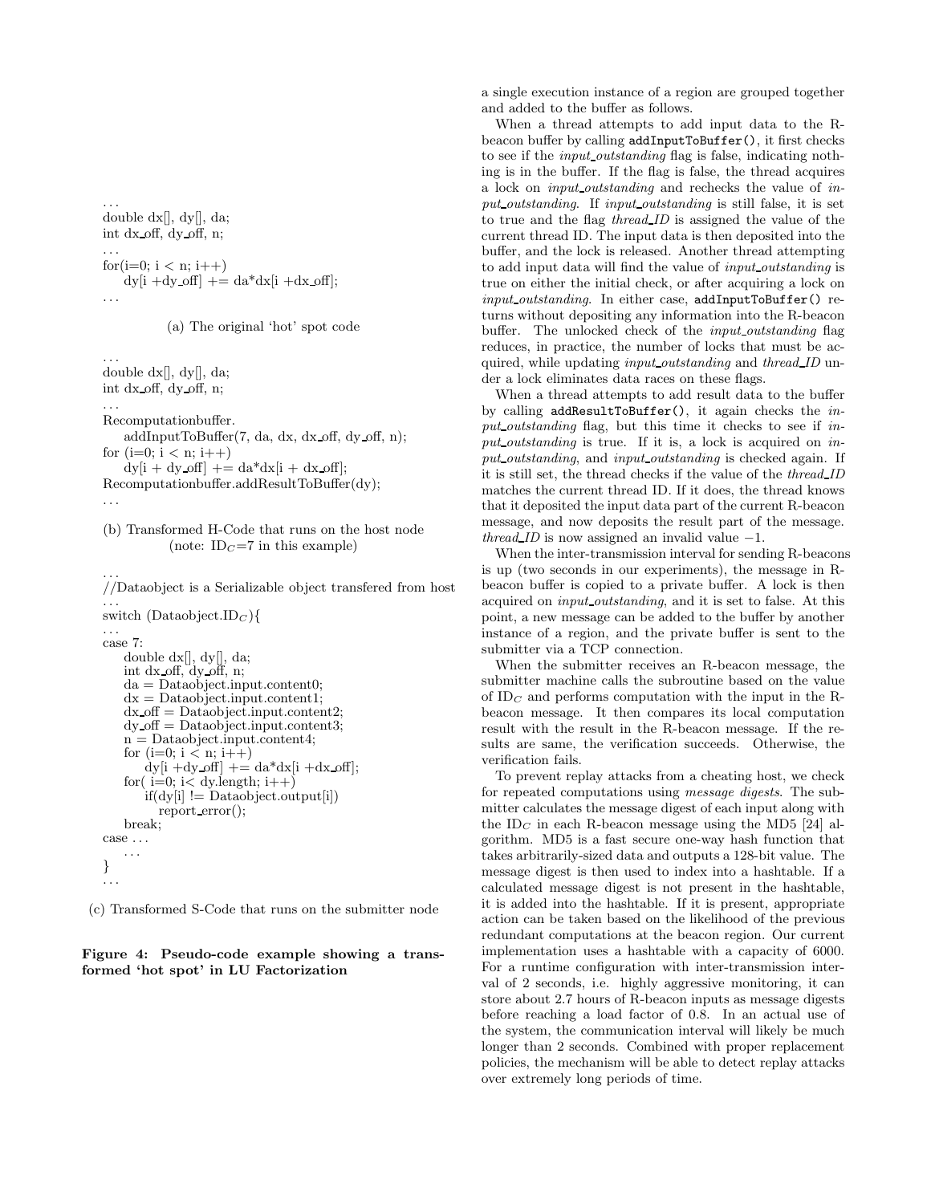```
...
double dx[], dy[], da;
int dx_off, dy_off, n;
...
for(i=0; i < n; i++)
    dy[i +dy_off] += da*dx[i +dx_off];
...
```

(a) The original 'hot' spot code

```
...
double dx[], dy[], da;
int dx_off, dy_off, n;
...
Recomputationbuffer.
    addInputToBuffer(7, da, dx, dx_off, dy_off, n);
for (i=0; i < n; i++)
    dy[i + dy_off] += da*dx[i + dx_off];
Recomputationbuffer.addResultToBuffer(dy);
...
```

(b) Transformed H-Code that runs on the host node (note: $ID_C$=7 in this example)

```
...
//Dataobject is a Serializable object transfered from host
...
switch (Dataobject.ID_C){
...
case 7:
    double dx[], dy[], da;
    int dx_off, dy_off, n;
    da = Dataobject.input.content0;
    dx = Dataobject.input.content1;
    dx_off = Dataobject.input.content2;
    dy_off = Dataobject.input.content3;
    n = Dataobject.input.content4;
    for (i=0; i < n; i++)
        dy[i +dy_off] += da*dx[i +dx_off];
    for( i=0; i< dy.length; i++)
        if(dy[i] != Dataobject.output[i])
            report_error();
    break;
case ...
    ...
}
...
```

(c) Transformed S-Code that runs on the submitter node

**Figure 4: Pseudo-code example showing a transformed 'hot spot' in LU Factorization**

a single execution instance of a region are grouped together and added to the buffer as follows.

When a thread attempts to add input data to the R-beacon buffer by calling `addInputToBuffer()`, it first checks to see if the *input_outstanding* flag is false, indicating nothing is in the buffer. If the flag is false, the thread acquires a lock on *input_outstanding* and rechecks the value of *input_outstanding*. If *input_outstanding* is still false, it is set to true and the flag *thread_ID* is assigned the value of the current thread ID. The input data is then deposited into the buffer, and the lock is released. Another thread attempting to add input data will find the value of *input_outstanding* is true on either the initial check, or after acquiring a lock on *input_outstanding*. In either case, `addInputToBuffer()` returns without depositing any information into the R-beacon buffer. The unlocked check of the *input_outstanding* flag reduces, in practice, the number of locks that must be acquired, while updating *input_outstanding* and *thread_ID* under a lock eliminates data races on these flags.

When a thread attempts to add result data to the buffer by calling `addResultToBuffer()`, it again checks the *input_outstanding* flag, but this time it checks to see if *input_outstanding* is true. If it is, a lock is acquired on *input_outstanding*, and *input_outstanding* is checked again. If it is still set, the thread checks if the value of the *thread_ID* matches the current thread ID. If it does, the thread knows that it deposited the input data part of the current R-beacon message, and now deposits the result part of the message. *thread_ID* is now assigned an invalid value $-1$.

When the inter-transmission interval for sending R-beacons is up (two seconds in our experiments), the message in R-beacon buffer is copied to a private buffer. A lock is then acquired on *input_outstanding*, and it is set to false. At this point, a new message can be added to the buffer by another instance of a region, and the private buffer is sent to the submitter via a TCP connection.

When the submitter receives an R-beacon message, the submitter machine calls the subroutine based on the value of $ID_C$ and performs computation with the input in the R-beacon message. It then compares its local computation result with the result in the R-beacon message. If the results are same, the verification succeeds. Otherwise, the verification fails.

To prevent replay attacks from a cheating host, we check for repeated computations using *message digests*. The submitter calculates the message digest of each input along with the $ID_C$ in each R-beacon message using the MD5 [24] algorithm. MD5 is a fast secure one-way hash function that takes arbitrarily-sized data and outputs a 128-bit value. The message digest is then used to index into a hashtable. If a calculated message digest is not present in the hashtable, it is added into the hashtable. If it is present, appropriate action can be taken based on the likelihood of the previous redundant computations at the beacon region. Our current implementation uses a hashtable with a capacity of 6000. For a runtime configuration with inter-transmission interval of 2 seconds, i.e. highly aggressive monitoring, it can store about 2.7 hours of R-beacon inputs as message digests before reaching a load factor of 0.8. In an actual use of the system, the communication interval will likely be much longer than 2 seconds. Combined with proper replacement policies, the mechanism will be able to detect replay attacks over extremely long periods of time.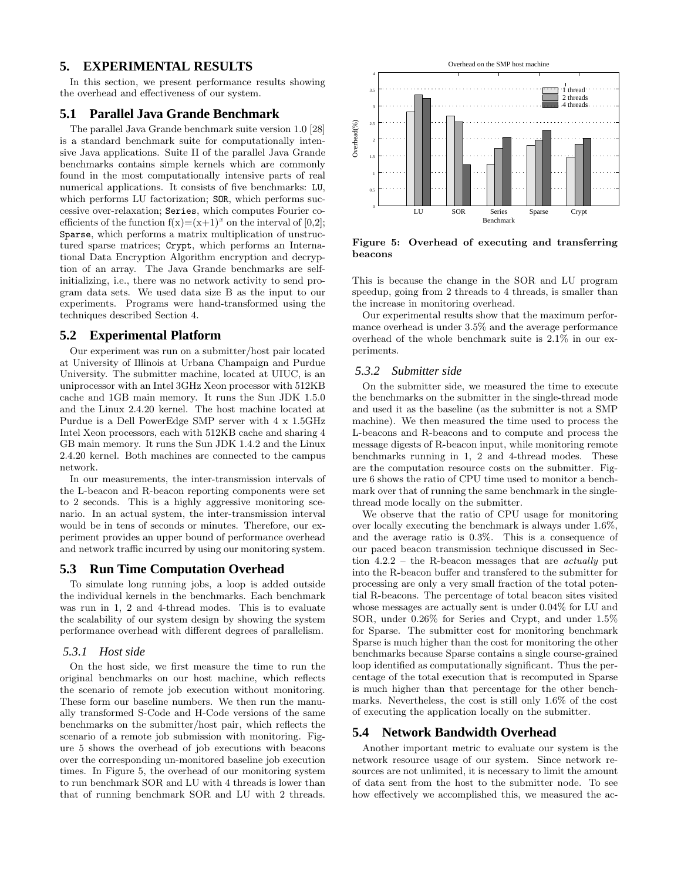## 5. EXPERIMENTAL RESULTS

In this section, we present performance results showing the overhead and effectiveness of our system.

### 5.1 Parallel Java Grande Benchmark

The parallel Java Grande benchmark suite version 1.0 [28] is a standard benchmark suite for computationally intensive Java applications. Suite II of the parallel Java Grande benchmarks contains simple kernels which are commonly found in the most computationally intensive parts of real numerical applications. It consists of five benchmarks: LU, which performs LU factorization; SOR, which performs successive over-relaxation; Series, which computes Fourier coefficients of the function f(x)=$(x+1)^x$ on the interval of [0,2]; Sparse, which performs a matrix multiplication of unstructured sparse matrices; Crypt, which performs an International Data Encryption Algorithm encryption and decryption of an array. The Java Grande benchmarks are self-initializing, i.e., there was no network activity to send program data sets. We used data size B as the input to our experiments. Programs were hand-transformed using the techniques described Section 4.

### 5.2 Experimental Platform

Our experiment was run on a submitter/host pair located at University of Illinois at Urbana Champaign and Purdue University. The submitter machine, located at UIUC, is an uniprocessor with an Intel 3GHz Xeon processor with 512KB cache and 1GB main memory. It runs the Sun JDK 1.5.0 and the Linux 2.4.20 kernel. The host machine located at Purdue is a Dell PowerEdge SMP server with 4 x 1.5GHz Intel Xeon processors, each with 512KB cache and sharing 4 GB main memory. It runs the Sun JDK 1.4.2 and the Linux 2.4.20 kernel. Both machines are connected to the campus network.

In our measurements, the inter-transmission intervals of the L-beacon and R-beacon reporting components were set to 2 seconds. This is a highly aggressive monitoring scenario. In an actual system, the inter-transmission interval would be in tens of seconds or minutes. Therefore, our experiment provides an upper bound of performance overhead and network traffic incurred by using our monitoring system.

### 5.3 Run Time Computation Overhead

To simulate long running jobs, a loop is added outside the individual kernels in the benchmarks. Each benchmark was run in 1, 2 and 4-thread modes. This is to evaluate the scalability of our system design by showing the system performance overhead with different degrees of parallelism.

#### 5.3.1 Host side

On the host side, we first measure the time to run the original benchmarks on our host machine, which reflects the scenario of remote job execution without monitoring. These form our baseline numbers. We then run the manually transformed S-Code and H-Code versions of the same benchmarks on the submitter/host pair, which reflects the scenario of a remote job submission with monitoring. Figure 5 shows the overhead of job executions with beacons over the corresponding un-monitored baseline job execution times. In Figure 5, the overhead of our monitoring system to run benchmark SOR and LU with 4 threads is lower than that of running benchmark SOR and LU with 2 threads.

**Figure 5: Overhead of executing and transferring beacons**

This is because the change in the SOR and LU program speedup, going from 2 threads to 4 threads, is smaller than the increase in monitoring overhead.

Our experimental results show that the maximum performance overhead is under 3.5% and the average performance overhead of the whole benchmark suite is 2.1% in our experiments.

#### 5.3.2 Submitter side

On the submitter side, we measured the time to execute the benchmarks on the submitter in the single-thread mode and used it as the baseline (as the submitter is not a SMP machine). We then measured the time used to process the L-beacons and R-beacons and to compute and process the message digests of R-beacon input, while monitoring remote benchmarks running in 1, 2 and 4-thread modes. These are the computation resource costs on the submitter. Figure 6 shows the ratio of CPU time used to monitor a benchmark over that of running the same benchmark in the single-thread mode locally on the submitter.

We observe that the ratio of CPU usage for monitoring over locally executing the benchmark is always under 1.6%, and the average ratio is 0.3%. This is a consequence of our paced beacon transmission technique discussed in Section 4.2.2 – the R-beacon messages that are *actually* put into the R-beacon buffer and transfered to the submitter for processing are only a very small fraction of the total potential R-beacons. The percentage of total beacon sites visited whose messages are actually sent is under 0.04% for LU and SOR, under 0.26% for Series and Crypt, and under 1.5% for Sparse. The submitter cost for monitoring benchmark Sparse is much higher than the cost for monitoring the other benchmarks because Sparse contains a single course-grained loop identified as computationally significant. Thus the percentage of the total execution that is recomputed in Sparse is much higher than that percentage for the other benchmarks. Nevertheless, the cost is still only 1.6% of the cost of executing the application locally on the submitter.

### 5.4 Network Bandwidth Overhead

Another important metric to evaluate our system is the network resource usage of our system. Since network resources are not unlimited, it is necessary to limit the amount of data sent from the host to the submitter node. To see how effectively we accomplished this, we measured the ac-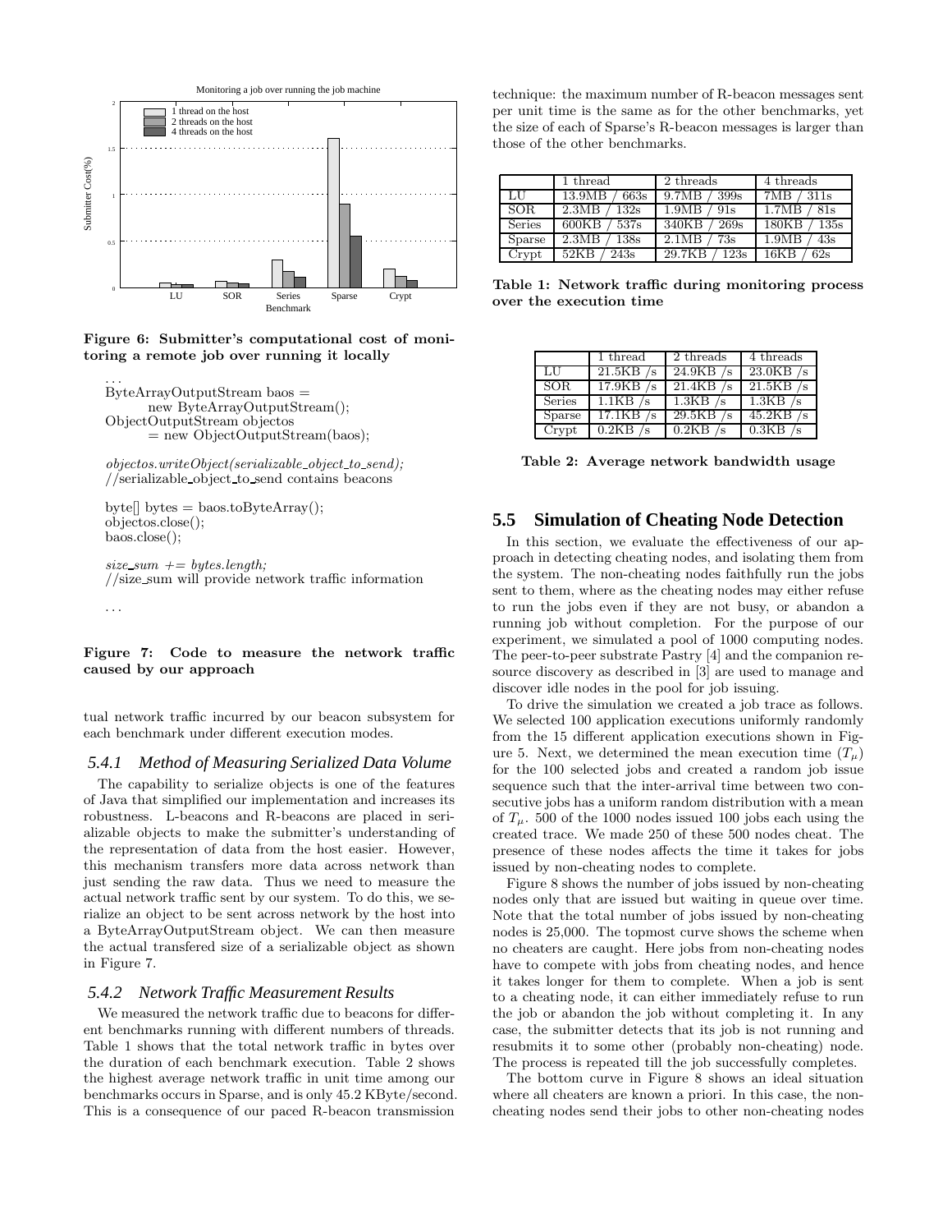Figure 6: Submitter's computational cost of monitoring a remote job over running it locally

```
...
ByteArrayOutputStream baos =
        new ByteArrayOutputStream();
ObjectOutputStream objectos
        = new ObjectOutputStream(baos);

objectos.writeObject(serializable_object_to_send);
//serializable_object_to_send contains beacons

byte[] bytes = baos.toByteArray();
objectos.close();
baos.close();

size_sum += bytes.length;
//size_sum will provide network traffic information

...
```

**Figure 7: Code to measure the network traffic caused by our approach**

tual network traffic incurred by our beacon subsystem for each benchmark under different execution modes.

### 5.4.1 Method of Measuring Serialized Data Volume

The capability to serialize objects is one of the features of Java that simplified our implementation and increases its robustness. L-beacons and R-beacons are placed in serializable objects to make the submitter's understanding of the representation of data from the host easier. However, this mechanism transfers more data across network than just sending the raw data. Thus we need to measure the actual network traffic sent by our system. To do this, we serialize an object to be sent across network by the host into a ByteArrayOutputStream object. We can then measure the actual transfered size of a serializable object as shown in Figure 7.

### 5.4.2 Network Traffic Measurement Results

We measured the network traffic due to beacons for different benchmarks running with different numbers of threads. Table 1 shows that the total network traffic in bytes over the duration of each benchmark execution. Table 2 shows the highest average network traffic in unit time among our benchmarks occurs in Sparse, and is only 45.2 KByte/second. This is a consequence of our paced R-beacon transmission technique: the maximum number of R-beacon messages sent per unit time is the same as for the other benchmarks, yet the size of each of Sparse's R-beacon messages is larger than those of the other benchmarks.

| | 1 thread | 2 threads | 4 threads |
|---|---|---|---|
| LU | 13.9MB / 663s | 9.7MB / 399s | 7MB / 311s |
| SOR | 2.3MB / 132s | 1.9MB / 91s | 1.7MB / 81s |
| Series | 600KB / 537s | 340KB / 269s | 180KB / 135s |
| Sparse | 2.3MB / 138s | 2.1MB / 73s | 1.9MB / 43s |
| Crypt | 52KB / 243s | 29.7KB / 123s | 16KB / 62s |

**Table 1: Network traffic during monitoring process over the execution time**

| | 1 thread | 2 threads | 4 threads |
|---|---|---|---|
| LU | 21.5KB /s | 24.9KB /s | 23.0KB /s |
| SOR | 17.9KB /s | 21.4KB /s | 21.5KB /s |
| Series | 1.1KB /s | 1.3KB /s | 1.3KB /s |
| Sparse | 17.1KB /s | 29.5KB /s | 45.2KB /s |
| Crypt | 0.2KB /s | 0.2KB /s | 0.3KB /s |

**Table 2: Average network bandwidth usage**

## 5.5 Simulation of Cheating Node Detection

In this section, we evaluate the effectiveness of our approach in detecting cheating nodes, and isolating them from the system. The non-cheating nodes faithfully run the jobs sent to them, where as the cheating nodes may either refuse to run the jobs even if they are not busy, or abandon a running job without completion. For the purpose of our experiment, we simulated a pool of 1000 computing nodes. The peer-to-peer substrate Pastry [4] and the companion resource discovery as described in [3] are used to manage and discover idle nodes in the pool for job issuing.

To drive the simulation we created a job trace as follows. We selected 100 application executions uniformly randomly from the 15 different application executions shown in Figure 5. Next, we determined the mean execution time ($T_\mu$) for the 100 selected jobs and created a random job issue sequence such that the inter-arrival time between two consecutive jobs has a uniform random distribution with a mean of $T_\mu$. 500 of the 1000 nodes issued 100 jobs each using the created trace. We made 250 of these 500 nodes cheat. The presence of these nodes affects the time it takes for jobs issued by non-cheating nodes to complete.

Figure 8 shows the number of jobs issued by non-cheating nodes only that are issued but waiting in queue over time. Note that the total number of jobs issued by non-cheating nodes is 25,000. The topmost curve shows the scheme when no cheaters are caught. Here jobs from non-cheating nodes have to compete with jobs from cheating nodes, and hence it takes longer for them to complete. When a job is sent to a cheating node, it can either immediately refuse to run the job or abandon the job without completing it. In any case, the submitter detects that its job is not running and resubmits it to some other (probably non-cheating) node. The process is repeated till the job successfully completes.

The bottom curve in Figure 8 shows an ideal situation where all cheaters are known a priori. In this case, the non-cheating nodes send their jobs to other non-cheating nodes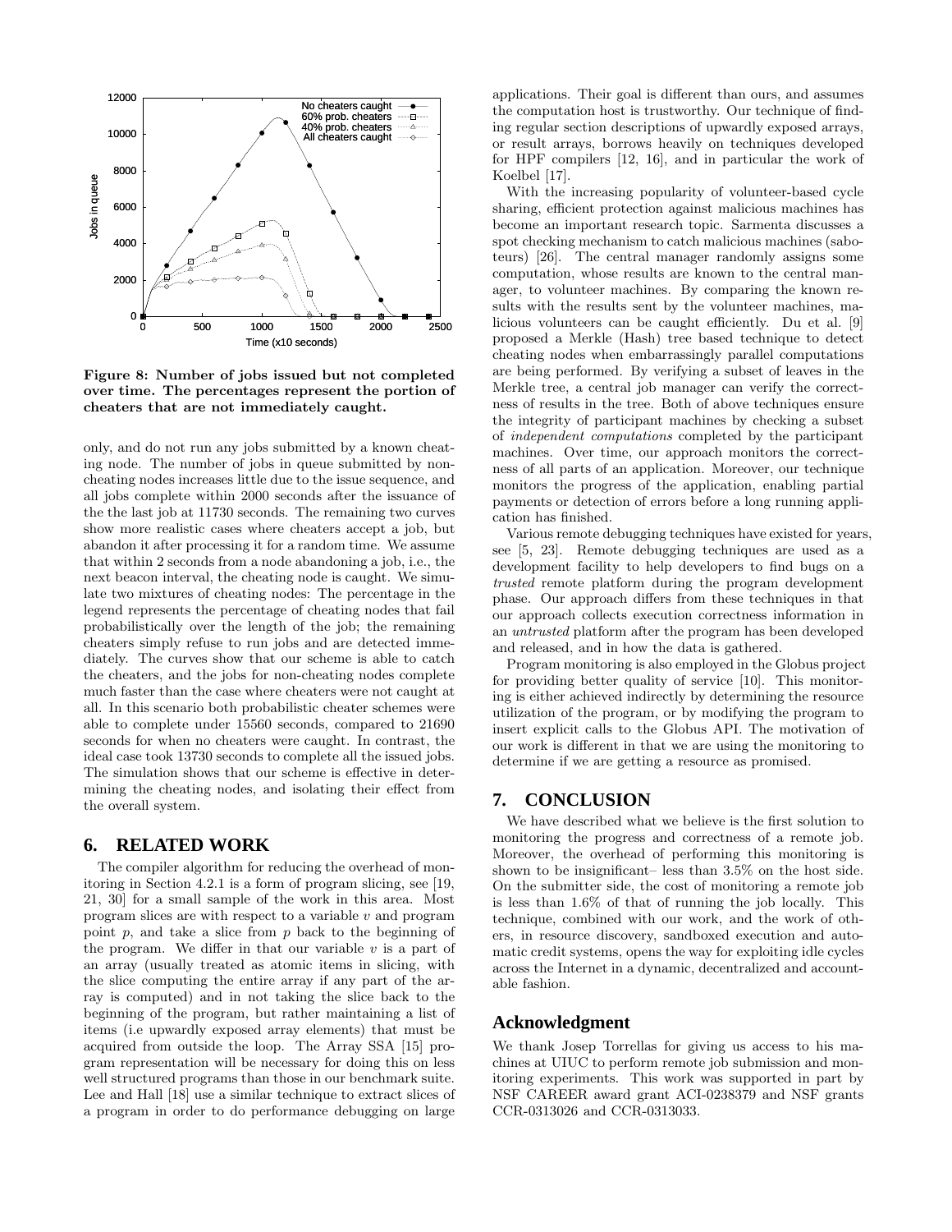Figure 8: Number of jobs issued but not completed over time. The percentages represent the portion of cheaters that are not immediately caught.

only, and do not run any jobs submitted by a known cheating node. The number of jobs in queue submitted by non-cheating nodes increases little due to the issue sequence, and all jobs complete within 2000 seconds after the issuance of the the last job at 11730 seconds. The remaining two curves show more realistic cases where cheaters accept a job, but abandon it after processing it for a random time. We assume that within 2 seconds from a node abandoning a job, i.e., the next beacon interval, the cheating node is caught. We simulate two mixtures of cheating nodes: The percentage in the legend represents the percentage of cheating nodes that fail probabilistically over the length of the job; the remaining cheaters simply refuse to run jobs and are detected immediately. The curves show that our scheme is able to catch the cheaters, and the jobs for non-cheating nodes complete much faster than the case where cheaters were not caught at all. In this scenario both probabilistic cheater schemes were able to complete under 15560 seconds, compared to 21690 seconds for when no cheaters were caught. In contrast, the ideal case took 13730 seconds to complete all the issued jobs. The simulation shows that our scheme is effective in determining the cheating nodes, and isolating their effect from the overall system.

## 6. RELATED WORK

The compiler algorithm for reducing the overhead of monitoring in Section 4.2.1 is a form of program slicing, see [19, 21, 30] for a small sample of the work in this area. Most program slices are with respect to a variable $v$ and program point $p$, and take a slice from $p$ back to the beginning of the program. We differ in that our variable $v$ is a part of an array (usually treated as atomic items in slicing, with the slice computing the entire array if any part of the array is computed) and in not taking the slice back to the beginning of the program, but rather maintaining a list of items (i.e upwardly exposed array elements) that must be acquired from outside the loop. The Array SSA [15] program representation will be necessary for doing this on less well structured programs than those in our benchmark suite. Lee and Hall [18] use a similar technique to extract slices of a program in order to do performance debugging on large applications. Their goal is different than ours, and assumes the computation host is trustworthy. Our technique of finding regular section descriptions of upwardly exposed arrays, or result arrays, borrows heavily on techniques developed for HPF compilers [12, 16], and in particular the work of Koelbel [17].

With the increasing popularity of volunteer-based cycle sharing, efficient protection against malicious machines has become an important research topic. Sarmenta discusses a spot checking mechanism to catch malicious machines (saboteurs) [26]. The central manager randomly assigns some computation, whose results are known to the central manager, to volunteer machines. By comparing the known results with the results sent by the volunteer machines, malicious volunteers can be caught efficiently. Du et al. [9] proposed a Merkle (Hash) tree based technique to detect cheating nodes when embarrassingly parallel computations are being performed. By verifying a subset of leaves in the Merkle tree, a central job manager can verify the correctness of results in the tree. Both of above techniques ensure the integrity of participant machines by checking a subset of *independent computations* completed by the participant machines. Over time, our approach monitors the correctness of all parts of an application. Moreover, our technique monitors the progress of the application, enabling partial payments or detection of errors before a long running application has finished.

Various remote debugging techniques have existed for years, see [5, 23]. Remote debugging techniques are used as a development facility to help developers to find bugs on a *trusted* remote platform during the program development phase. Our approach differs from these techniques in that our approach collects execution correctness information in an *untrusted* platform after the program has been developed and released, and in how the data is gathered.

Program monitoring is also employed in the Globus project for providing better quality of service [10]. This monitoring is either achieved indirectly by determining the resource utilization of the program, or by modifying the program to insert explicit calls to the Globus API. The motivation of our work is different in that we are using the monitoring to determine if we are getting a resource as promised.

## 7. CONCLUSION

We have described what we believe is the first solution to monitoring the progress and correctness of a remote job. Moreover, the overhead of performing this monitoring is shown to be insignificant– less than 3.5% on the host side. On the submitter side, the cost of monitoring a remote job is less than 1.6% of that of running the job locally. This technique, combined with our work, and the work of others, in resource discovery, sandboxed execution and automatic credit systems, opens the way for exploiting idle cycles across the Internet in a dynamic, decentralized and accountable fashion.

## Acknowledgment

We thank Josep Torrellas for giving us access to his machines at UIUC to perform remote job submission and monitoring experiments. This work was supported in part by NSF CAREER award grant ACI-0238379 and NSF grants CCR-0313026 and CCR-0313033.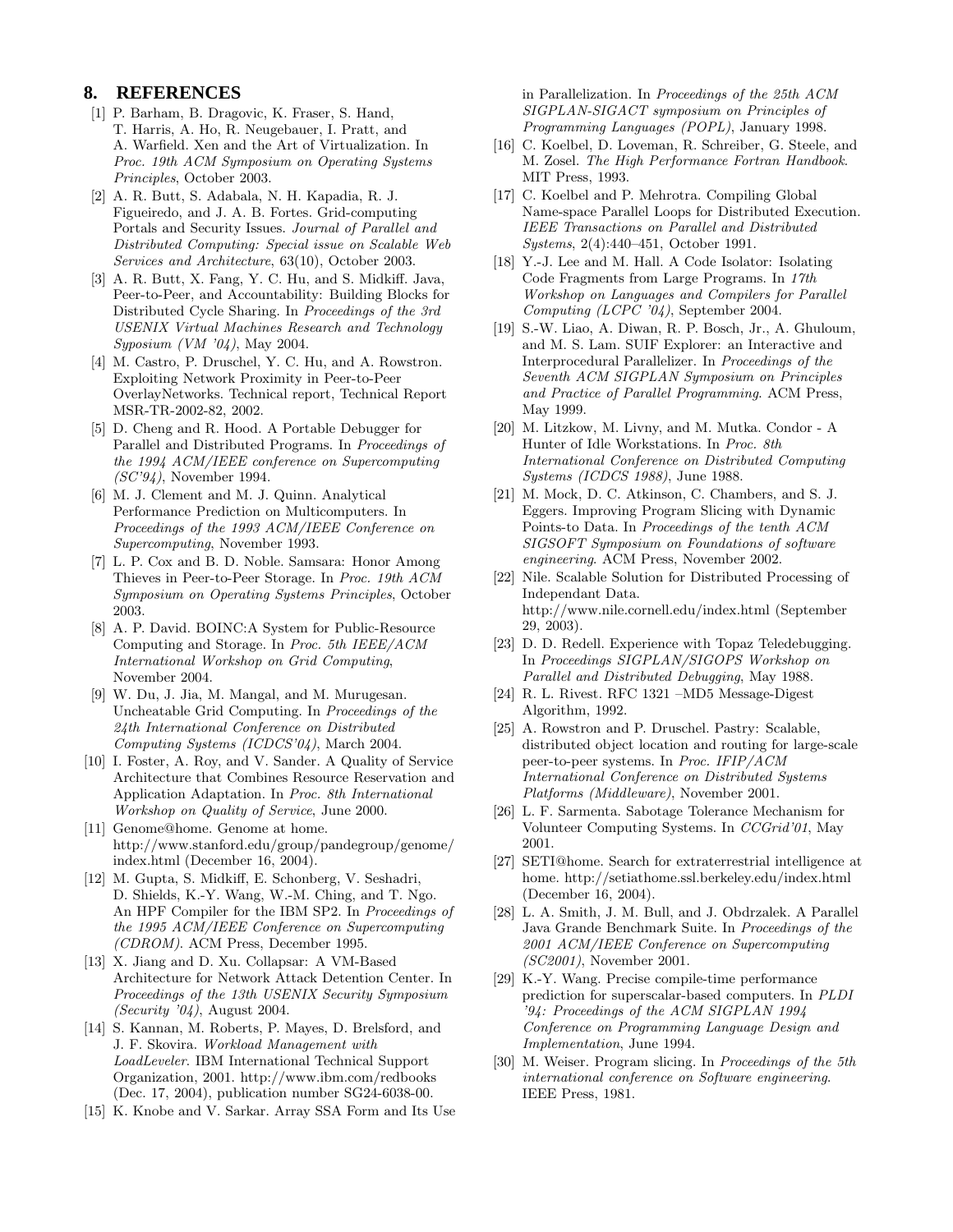## 8. REFERENCES

[1] P. Barham, B. Dragovic, K. Fraser, S. Hand, T. Harris, A. Ho, R. Neugebauer, I. Pratt, and A. Warfield. Xen and the Art of Virtualization. In *Proc. 19th ACM Symposium on Operating Systems Principles*, October 2003.

[2] A. R. Butt, S. Adabala, N. H. Kapadia, R. J. Figueiredo, and J. A. B. Fortes. Grid-computing Portals and Security Issues. *Journal of Parallel and Distributed Computing: Special issue on Scalable Web Services and Architecture*, 63(10), October 2003.

[3] A. R. Butt, X. Fang, Y. C. Hu, and S. Midkiff. Java, Peer-to-Peer, and Accountability: Building Blocks for Distributed Cycle Sharing. In *Proceedings of the 3rd USENIX Virtual Machines Research and Technology Syposium (VM '04)*, May 2004.

[4] M. Castro, P. Druschel, Y. C. Hu, and A. Rowstron. Exploiting Network Proximity in Peer-to-Peer OverlayNetworks. Technical report, Technical Report MSR-TR-2002-82, 2002.

[5] D. Cheng and R. Hood. A Portable Debugger for Parallel and Distributed Programs. In *Proceedings of the 1994 ACM/IEEE conference on Supercomputing (SC'94)*, November 1994.

[6] M. J. Clement and M. J. Quinn. Analytical Performance Prediction on Multicomputers. In *Proceedings of the 1993 ACM/IEEE Conference on Supercomputing*, November 1993.

[7] L. P. Cox and B. D. Noble. Samsara: Honor Among Thieves in Peer-to-Peer Storage. In *Proc. 19th ACM Symposium on Operating Systems Principles*, October 2003.

[8] A. P. David. BOINC:A System for Public-Resource Computing and Storage. In *Proc. 5th IEEE/ACM International Workshop on Grid Computing*, November 2004.

[9] W. Du, J. Jia, M. Mangal, and M. Murugesan. Uncheatable Grid Computing. In *Proceedings of the 24th International Conference on Distributed Computing Systems (ICDCS'04)*, March 2004.

[10] I. Foster, A. Roy, and V. Sander. A Quality of Service Architecture that Combines Resource Reservation and Application Adaptation. In *Proc. 8th International Workshop on Quality of Service*, June 2000.

[11] Genome@home. Genome at home. http://www.stanford.edu/group/pandegroup/genome/index.html (December 16, 2004).

[12] M. Gupta, S. Midkiff, E. Schonberg, V. Seshadri, D. Shields, K.-Y. Wang, W.-M. Ching, and T. Ngo. An HPF Compiler for the IBM SP2. In *Proceedings of the 1995 ACM/IEEE Conference on Supercomputing (CDROM)*. ACM Press, December 1995.

[13] X. Jiang and D. Xu. Collapsar: A VM-Based Architecture for Network Attack Detention Center. In *Proceedings of the 13th USENIX Security Symposium (Security '04)*, August 2004.

[14] S. Kannan, M. Roberts, P. Mayes, D. Brelsford, and J. F. Skovira. *Workload Management with LoadLeveler*. IBM International Technical Support Organization, 2001. http://www.ibm.com/redbooks (Dec. 17, 2004), publication number SG24-6038-00.

[15] K. Knobe and V. Sarkar. Array SSA Form and Its Use in Parallelization. In *Proceedings of the 25th ACM SIGPLAN-SIGACT symposium on Principles of Programming Languages (POPL)*, January 1998.

[16] C. Koelbel, D. Loveman, R. Schreiber, G. Steele, and M. Zosel. *The High Performance Fortran Handbook*. MIT Press, 1993.

[17] C. Koelbel and P. Mehrotra. Compiling Global Name-space Parallel Loops for Distributed Execution. *IEEE Transactions on Parallel and Distributed Systems*, 2(4):440–451, October 1991.

[18] Y.-J. Lee and M. Hall. A Code Isolator: Isolating Code Fragments from Large Programs. In *17th Workshop on Languages and Compilers for Parallel Computing (LCPC '04)*, September 2004.

[19] S.-W. Liao, A. Diwan, R. P. Bosch, Jr., A. Ghuloum, and M. S. Lam. SUIF Explorer: an Interactive and Interprocedural Parallelizer. In *Proceedings of the Seventh ACM SIGPLAN Symposium on Principles and Practice of Parallel Programming*. ACM Press, May 1999.

[20] M. Litzkow, M. Livny, and M. Mutka. Condor - A Hunter of Idle Workstations. In *Proc. 8th International Conference on Distributed Computing Systems (ICDCS 1988)*, June 1988.

[21] M. Mock, D. C. Atkinson, C. Chambers, and S. J. Eggers. Improving Program Slicing with Dynamic Points-to Data. In *Proceedings of the tenth ACM SIGSOFT Symposium on Foundations of software engineering*. ACM Press, November 2002.

[22] Nile. Scalable Solution for Distributed Processing of Independant Data. http://www.nile.cornell.edu/index.html (September 29, 2003).

[23] D. D. Redell. Experience with Topaz Teledebugging. In *Proceedings SIGPLAN/SIGOPS Workshop on Parallel and Distributed Debugging*, May 1988.

[24] R. L. Rivest. RFC 1321 –MD5 Message-Digest Algorithm, 1992.

[25] A. Rowstron and P. Druschel. Pastry: Scalable, distributed object location and routing for large-scale peer-to-peer systems. In *Proc. IFIP/ACM International Conference on Distributed Systems Platforms (Middleware)*, November 2001.

[26] L. F. Sarmenta. Sabotage Tolerance Mechanism for Volunteer Computing Systems. In *CCGrid'01*, May 2001.

[27] SETI@home. Search for extraterrestrial intelligence at home. http://setiathome.ssl.berkeley.edu/index.html (December 16, 2004).

[28] L. A. Smith, J. M. Bull, and J. Obdrzalek. A Parallel Java Grande Benchmark Suite. In *Proceedings of the 2001 ACM/IEEE Conference on Supercomputing (SC2001)*, November 2001.

[29] K.-Y. Wang. Precise compile-time performance prediction for superscalar-based computers. In *PLDI '94: Proceedings of the ACM SIGPLAN 1994 Conference on Programming Language Design and Implementation*, June 1994.

[30] M. Weiser. Program slicing. In *Proceedings of the 5th international conference on Software engineering*. IEEE Press, 1981.